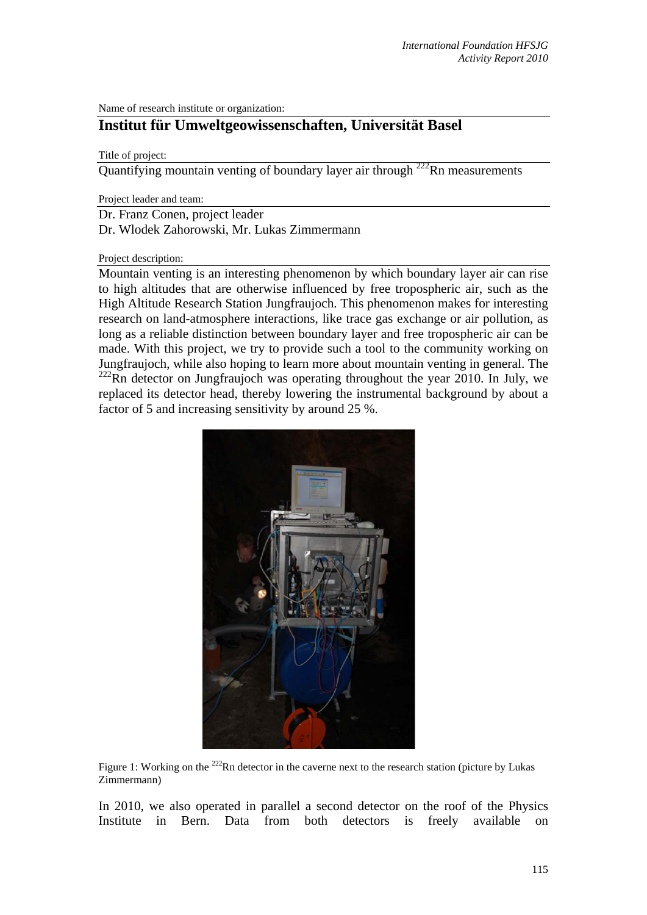Name of research institute or organization:

# Institut für Umweltgeowissenschaften, Universität Basel

Title of project:

Quantifying mountain venting of boundary layer air through $^{222}Rn$ measurements

Project leader and team:

Dr. Franz Conen, project leader
Dr. Wlodek Zahorowski, Mr. Lukas Zimmermann

Project description:

Mountain venting is an interesting phenomenon by which boundary layer air can rise to high altitudes that are otherwise influenced by free tropospheric air, such as the High Altitude Research Station Jungfraujoch. This phenomenon makes for interesting research on land-atmosphere interactions, like trace gas exchange or air pollution, as long as a reliable distinction between boundary layer and free tropospheric air can be made. With this project, we try to provide such a tool to the community working on Jungfraujoch, while also hoping to learn more about mountain venting in general. The $^{222}Rn$ detector on Jungfraujoch was operating throughout the year 2010. In July, we replaced its detector head, thereby lowering the instrumental background by about a factor of 5 and increasing sensitivity by around 25 %.

Figure 1: Working on the $^{222}Rn$ detector in the caverne next to the research station (picture by Lukas Zimmermann)

In 2010, we also operated in parallel a second detector on the roof of the Physics Institute in Bern. Data from both detectors is freely available on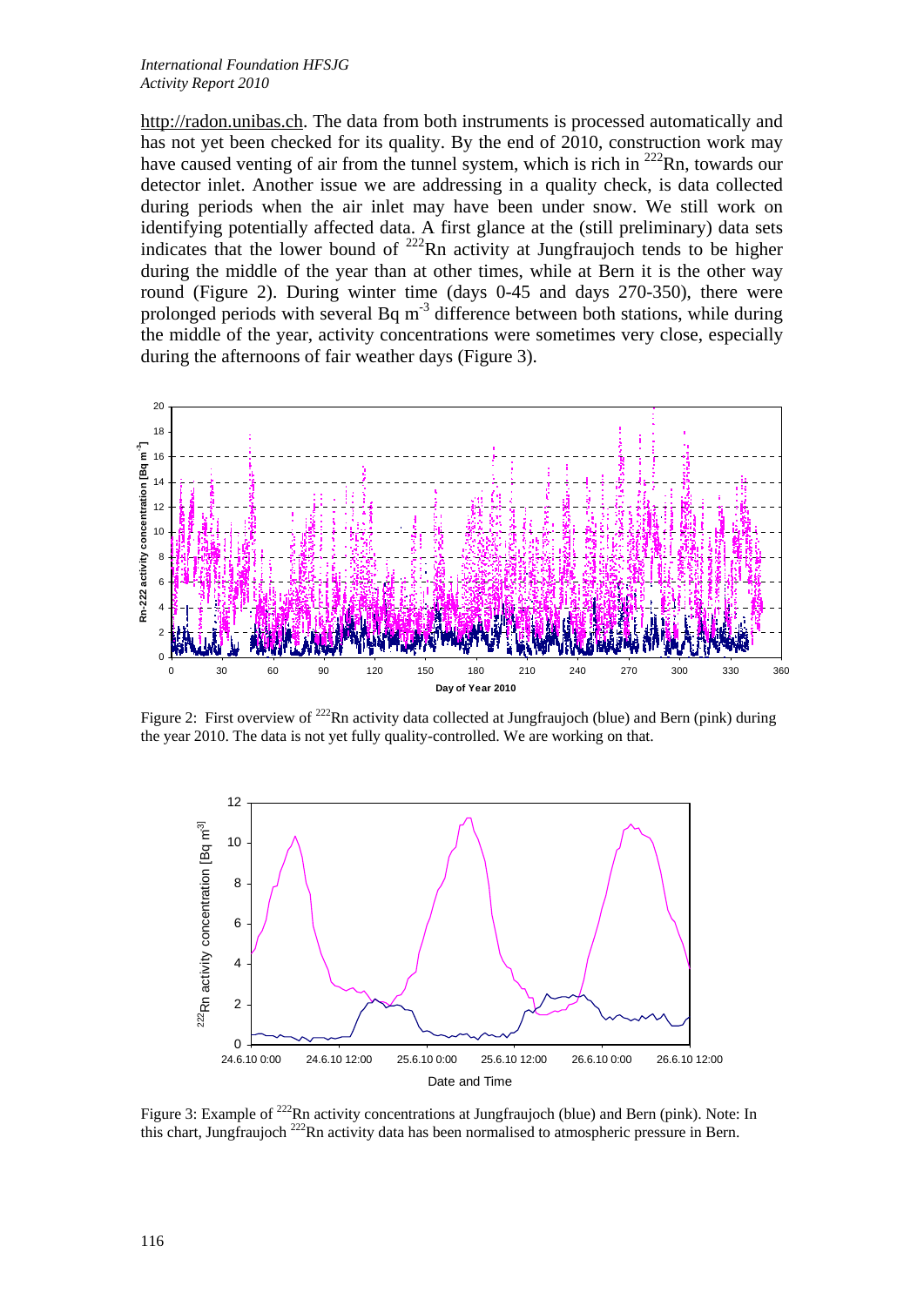http://radon.unibas.ch. The data from both instruments is processed automatically and has not yet been checked for its quality. By the end of 2010, construction work may have caused venting of air from the tunnel system, which is rich in $^{222}$Rn, towards our detector inlet. Another issue we are addressing in a quality check, is data collected during periods when the air inlet may have been under snow. We still work on identifying potentially affected data. A first glance at the (still preliminary) data sets indicates that the lower bound of $^{222}$Rn activity at Jungfraujoch tends to be higher during the middle of the year than at other times, while at Bern it is the other way round (Figure 2). During winter time (days 0-45 and days 270-350), there were prolonged periods with several Bq m$^{-3}$ difference between both stations, while during the middle of the year, activity concentrations were sometimes very close, especially during the afternoons of fair weather days (Figure 3).

Rn-222 activity concentration [Bq m$^{-3}$]

20
18
16
14
12
10
8
6
4
2
0

0 30 60 90 120 150 180 210 240 270 300 330 360

Day of Year 2010

Figure 2: First overview of $^{222}$Rn activity data collected at Jungfraujoch (blue) and Bern (pink) during the year 2010. The data is not yet fully quality-controlled. We are working on that.

$^{222}$Rn activity concentration [Bq m$^{3}$]

12
10
8
6
4
2
0

24.6.10 0:00 24.6.10 12:00 25.6.10 0:00 25.6.10 12:00 26.6.10 0:00 26.6.10 12:00

Date and Time

Figure 3: Example of $^{222}$Rn activity concentrations at Jungfraujoch (blue) and Bern (pink). Note: In this chart, Jungfraujoch $^{222}$Rn activity data has been normalised to atmospheric pressure in Bern.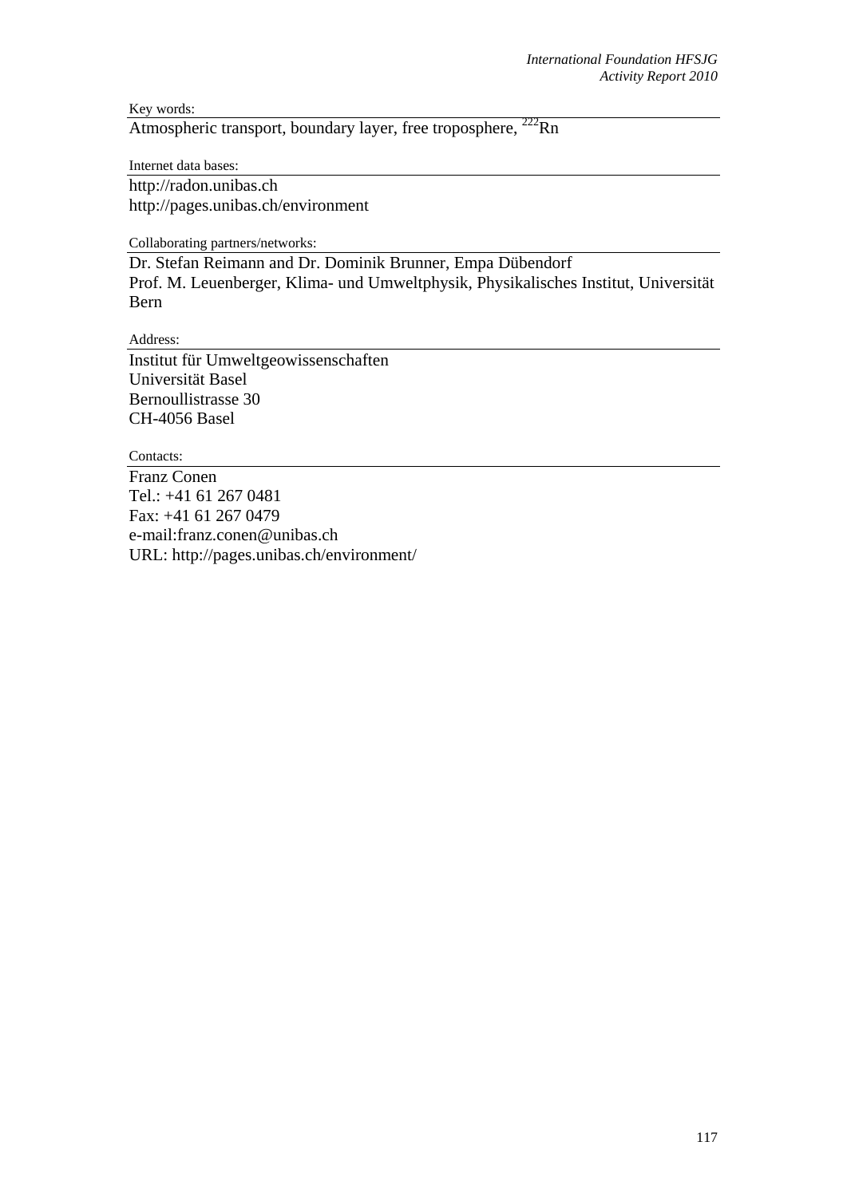Key words:

Atmospheric transport, boundary layer, free troposphere, $^{222}$Rn

Internet data bases:

http://radon.unibas.ch
http://pages.unibas.ch/environment

Collaborating partners/networks:

Dr. Stefan Reimann and Dr. Dominik Brunner, Empa Dübendorf
Prof. M. Leuenberger, Klima- und Umweltphysik, Physikalisches Institut, Universität Bern

Address:

Institut für Umweltgeowissenschaften
Universität Basel
Bernoullistrasse 30
CH-4056 Basel

Contacts:

Franz Conen
Tel.: +41 61 267 0481
Fax: +41 61 267 0479
e-mail:franz.conen@unibas.ch
URL: http://pages.unibas.ch/environment/